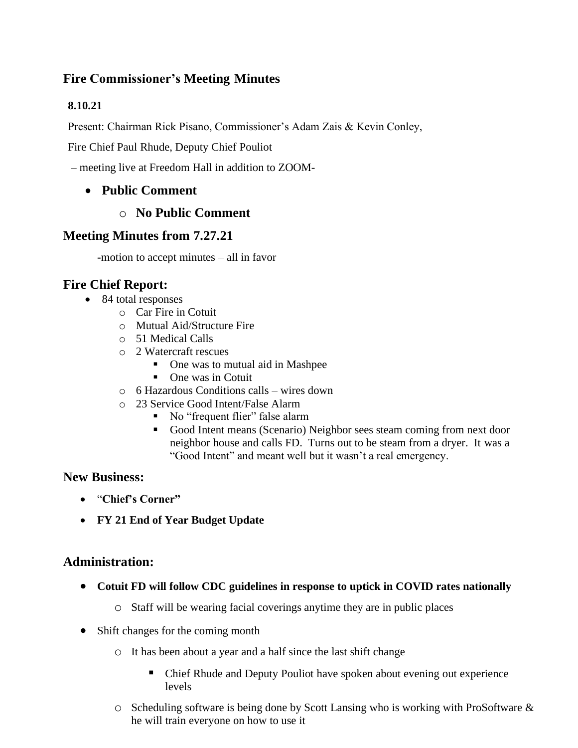# Fire Commissioner's Meeting Minutes

**8.10.21**

Present: Chairman Rick Pisano, Commissioner's Adam Zais & Kevin Conley,

Fire Chief Paul Rhude, Deputy Chief Pouliot

– meeting live at Freedom Hall in addition to ZOOM-

- **Public Comment**
  - **No Public Comment**

## Meeting Minutes from 7.27.21

-motion to accept minutes – all in favor

## Fire Chief Report:

- 84 total responses
  - Car Fire in Cotuit
  - Mutual Aid/Structure Fire
  - 51 Medical Calls
  - 2 Watercraft rescues
    - One was to mutual aid in Mashpee
    - One was in Cotuit
  - 6 Hazardous Conditions calls – wires down
  - 23 Service Good Intent/False Alarm
    - No "frequent flier" false alarm
    - Good Intent means (Scenario) Neighbor sees steam coming from next door neighbor house and calls FD. Turns out to be steam from a dryer. It was a "Good Intent" and meant well but it wasn't a real emergency.

## New Business:

- "**Chief's Corner"**
- **FY 21 End of Year Budget Update**

## Administration:

- **Cotuit FD will follow CDC guidelines in response to uptick in COVID rates nationally**
  - Staff will be wearing facial coverings anytime they are in public places
- Shift changes for the coming month
  - It has been about a year and a half since the last shift change
    - Chief Rhude and Deputy Pouliot have spoken about evening out experience levels
  - Scheduling software is being done by Scott Lansing who is working with ProSoftware & he will train everyone on how to use it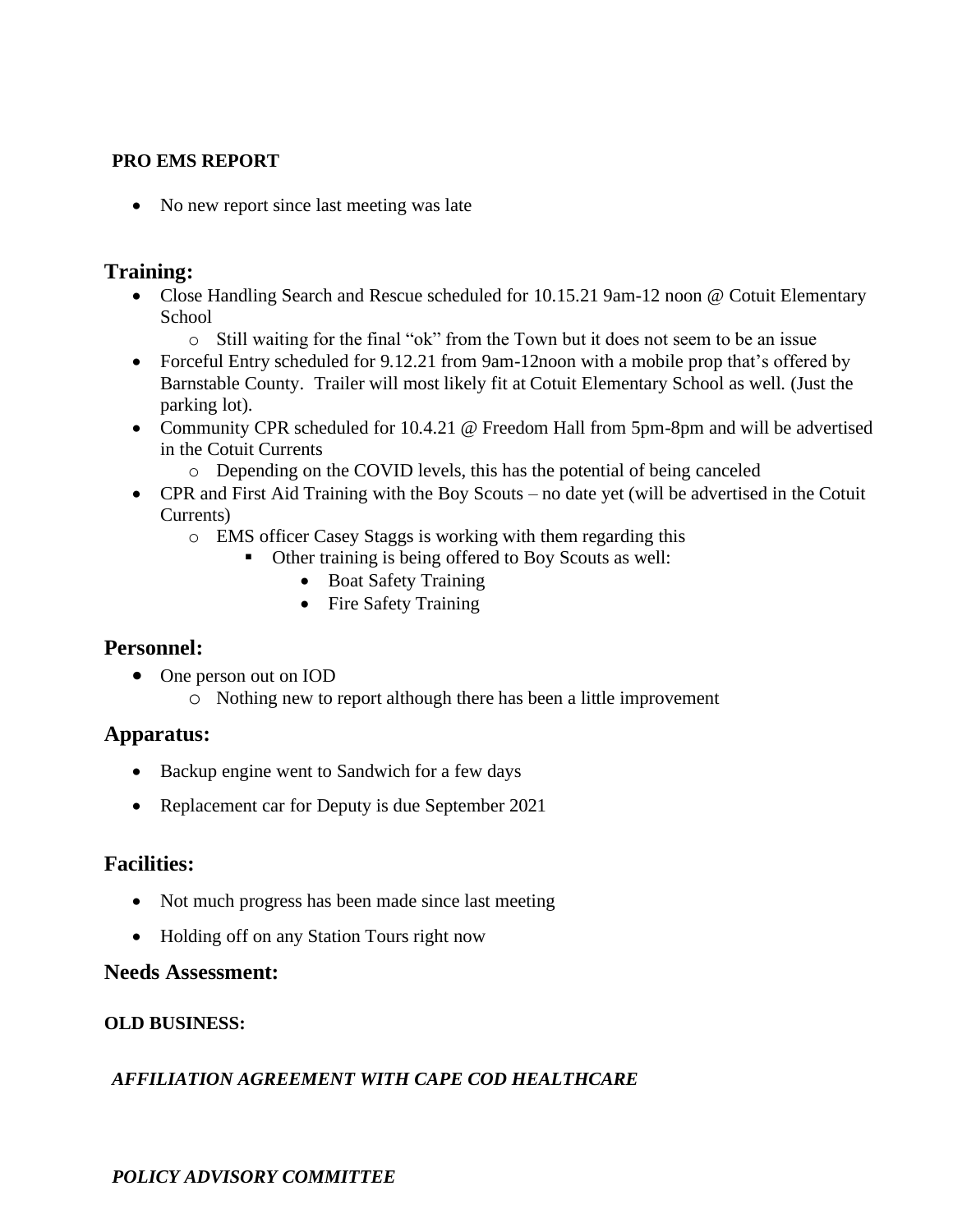**PRO EMS REPORT**

- No new report since last meeting was late

## Training:

- Close Handling Search and Rescue scheduled for 10.15.21 9am-12 noon @ Cotuit Elementary School
  - Still waiting for the final "ok" from the Town but it does not seem to be an issue
- Forceful Entry scheduled for 9.12.21 from 9am-12noon with a mobile prop that's offered by Barnstable County. Trailer will most likely fit at Cotuit Elementary School as well. (Just the parking lot).
- Community CPR scheduled for 10.4.21 @ Freedom Hall from 5pm-8pm and will be advertised in the Cotuit Currents
  - Depending on the COVID levels, this has the potential of being canceled
- CPR and First Aid Training with the Boy Scouts – no date yet (will be advertised in the Cotuit Currents)
  - EMS officer Casey Staggs is working with them regarding this
    - Other training is being offered to Boy Scouts as well:
      - Boat Safety Training
      - Fire Safety Training

## Personnel:

- One person out on IOD
  - Nothing new to report although there has been a little improvement

## Apparatus:

- Backup engine went to Sandwich for a few days
- Replacement car for Deputy is due September 2021

## Facilities:

- Not much progress has been made since last meeting
- Holding off on any Station Tours right now

## Needs Assessment:

**OLD BUSINESS:**

***AFFILIATION AGREEMENT WITH CAPE COD HEALTHCARE***

***POLICY ADVISORY COMMITTEE***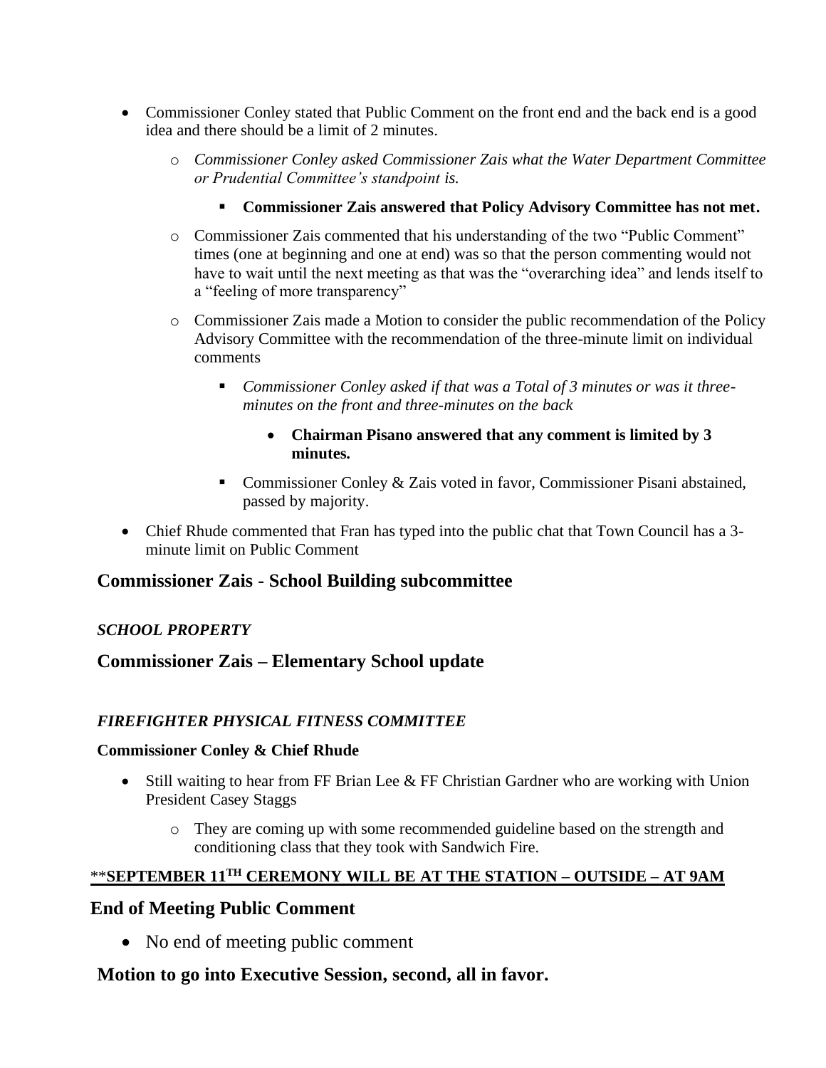- Commissioner Conley stated that Public Comment on the front end and the back end is a good idea and there should be a limit of 2 minutes.
  - *Commissioner Conley asked Commissioner Zais what the Water Department Committee or Prudential Committee's standpoint is.*
    - **Commissioner Zais answered that Policy Advisory Committee has not met.**
  - Commissioner Zais commented that his understanding of the two "Public Comment" times (one at beginning and one at end) was so that the person commenting would not have to wait until the next meeting as that was the "overarching idea" and lends itself to a "feeling of more transparency"
  - Commissioner Zais made a Motion to consider the public recommendation of the Policy Advisory Committee with the recommendation of the three-minute limit on individual comments
    - *Commissioner Conley asked if that was a Total of 3 minutes or was it three-minutes on the front and three-minutes on the back*
      - **Chairman Pisano answered that any comment is limited by 3 minutes.**
    - Commissioner Conley & Zais voted in favor, Commissioner Pisani abstained, passed by majority.
- Chief Rhude commented that Fran has typed into the public chat that Town Council has a 3-minute limit on Public Comment

## Commissioner Zais - School Building subcommittee

### *SCHOOL PROPERTY*

## Commissioner Zais – Elementary School update

### *FIREFIGHTER PHYSICAL FITNESS COMMITTEE*

**Commissioner Conley & Chief Rhude**

- Still waiting to hear from FF Brian Lee & FF Christian Gardner who are working with Union President Casey Staggs
  - They are coming up with some recommended guideline based on the strength and conditioning class that they took with Sandwich Fire.

**<u>**SEPTEMBER 11TH CEREMONY WILL BE AT THE STATION – OUTSIDE – AT 9AM</u>**

## End of Meeting Public Comment

- No end of meeting public comment

## Motion to go into Executive Session, second, all in favor.